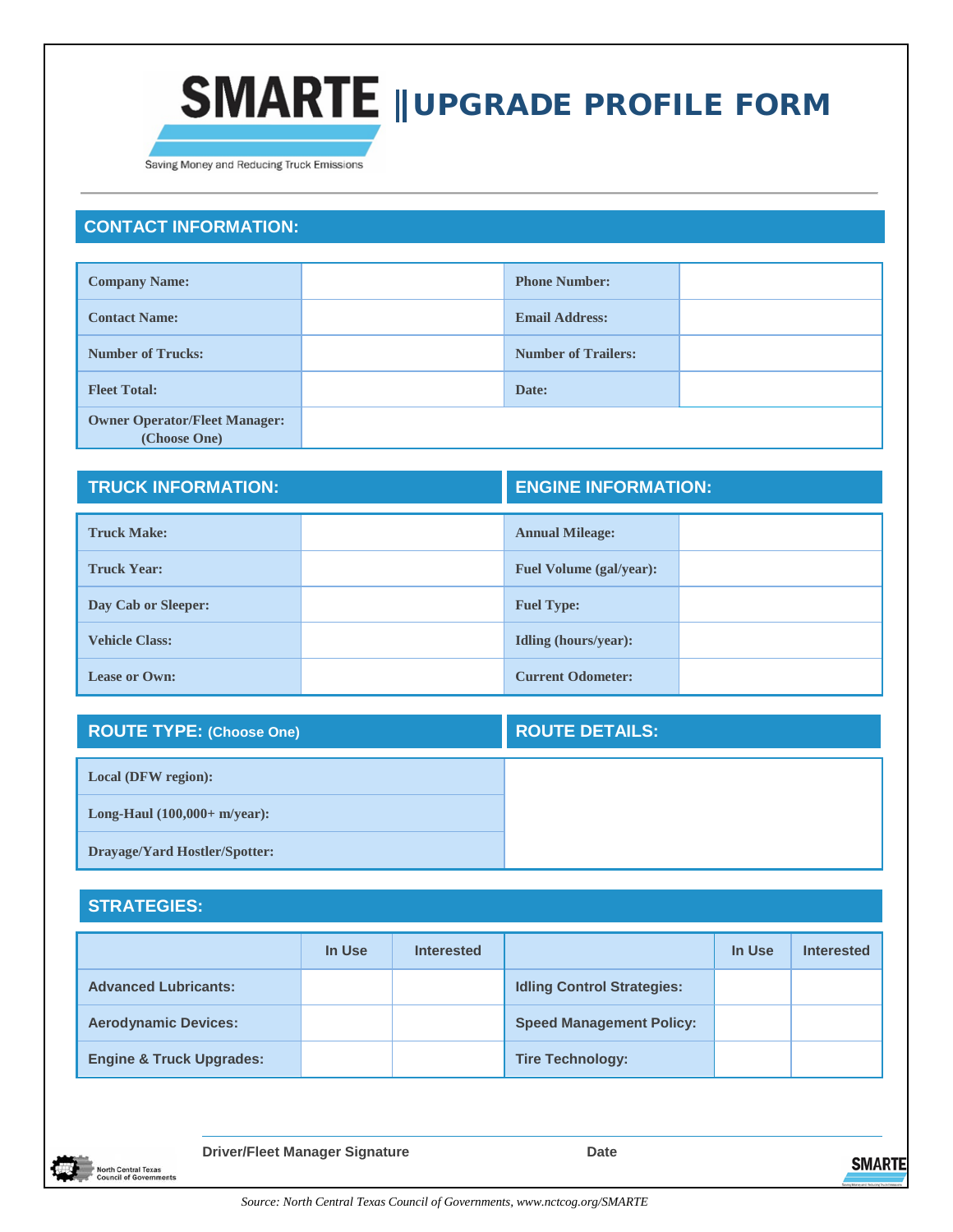# SMARTE | UPGRADE PROFILE FORM

Saving Money and Reducing Truck Emissions

## CONTACT INFORMATION:

| | | | |
|---|---|---|---|
| **Company Name:** | | **Phone Number:** | |
| **Contact Name:** | | **Email Address:** | |
| **Number of Trucks:** | | **Number of Trailers:** | |
| **Fleet Total:** | | **Date:** | |
| **Owner Operator/Fleet Manager: (Choose One)** | | | |

## TRUCK INFORMATION:

| | |
|---|---|
| **Truck Make:** | |
| **Truck Year:** | |
| **Day Cab or Sleeper:** | |
| **Vehicle Class:** | |
| **Lease or Own:** | |

## ENGINE INFORMATION:

| | |
|---|---|
| **Annual Mileage:** | |
| **Fuel Volume (gal/year):** | |
| **Fuel Type:** | |
| **Idling (hours/year):** | |
| **Current Odometer:** | |

## ROUTE TYPE: (Choose One)

| |
|---|
| **Local (DFW region):** |
| **Long-Haul (100,000+ m/year):** |
| **Drayage/Yard Hostler/Spotter:** |

## ROUTE DETAILS:

## STRATEGIES:

| | In Use | Interested | | In Use | Interested |
|---|---|---|---|---|---|
| **Advanced Lubricants:** | | | **Idling Control Strategies:** | | |
| **Aerodynamic Devices:** | | | **Speed Management Policy:** | | |
| **Engine & Truck Upgrades:** | | | **Tire Technology:** | | |

**Driver/Fleet Manager Signature** **Date**

North Central Texas Council of Governments

*Source: North Central Texas Council of Governments, www.nctcog.org/SMARTE*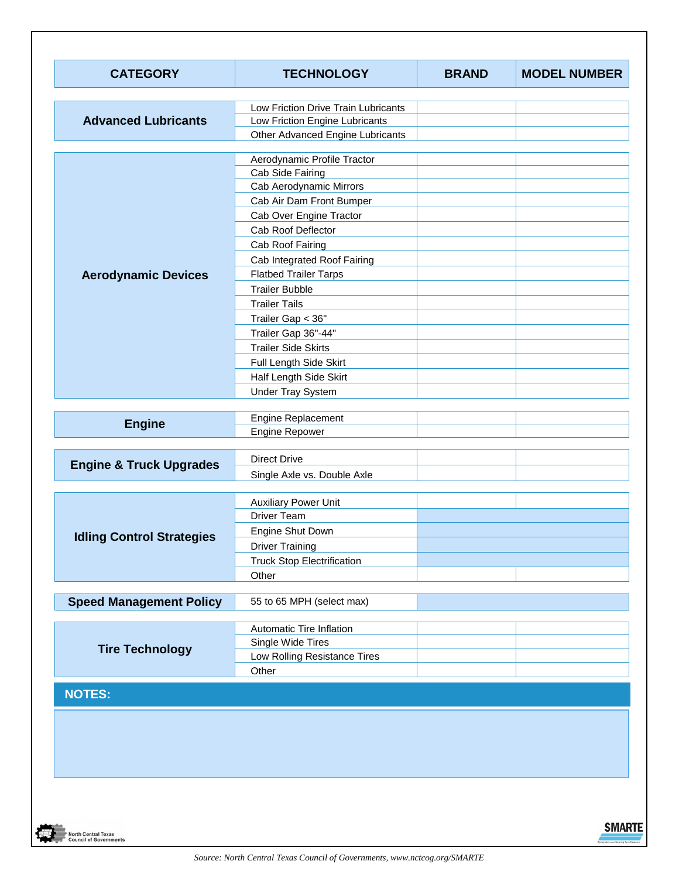| CATEGORY | TECHNOLOGY | BRAND | MODEL NUMBER |
|---|---|---|---|
| **Advanced Lubricants** | Low Friction Drive Train Lubricants | | |
| | Low Friction Engine Lubricants | | |
| | Other Advanced Engine Lubricants | | |
| **Aerodynamic Devices** | Aerodynamic Profile Tractor | | |
| | Cab Side Fairing | | |
| | Cab Aerodynamic Mirrors | | |
| | Cab Air Dam Front Bumper | | |
| | Cab Over Engine Tractor | | |
| | Cab Roof Deflector | | |
| | Cab Roof Fairing | | |
| | Cab Integrated Roof Fairing | | |
| | Flatbed Trailer Tarps | | |
| | Trailer Bubble | | |
| | Trailer Tails | | |
| | Trailer Gap < 36" | | |
| | Trailer Gap 36"-44" | | |
| | Trailer Side Skirts | | |
| | Full Length Side Skirt | | |
| | Half Length Side Skirt | | |
| | Under Tray System | | |
| **Engine** | Engine Replacement | | |
| | Engine Repower | | |
| **Engine & Truck Upgrades** | Direct Drive | | |
| | Single Axle vs. Double Axle | | |
| **Idling Control Strategies** | Auxiliary Power Unit | | |
| | Driver Team | | |
| | Engine Shut Down | | |
| | Driver Training | | |
| | Truck Stop Electrification | | |
| | Other | | |
| **Speed Management Policy** | 55 to 65 MPH (select max) | | |
| **Tire Technology** | Automatic Tire Inflation | | |
| | Single Wide Tires | | |
| | Low Rolling Resistance Tires | | |
| | Other | | |

## NOTES:

*Source: North Central Texas Council of Governments, www.nctcog.org/SMARTE*